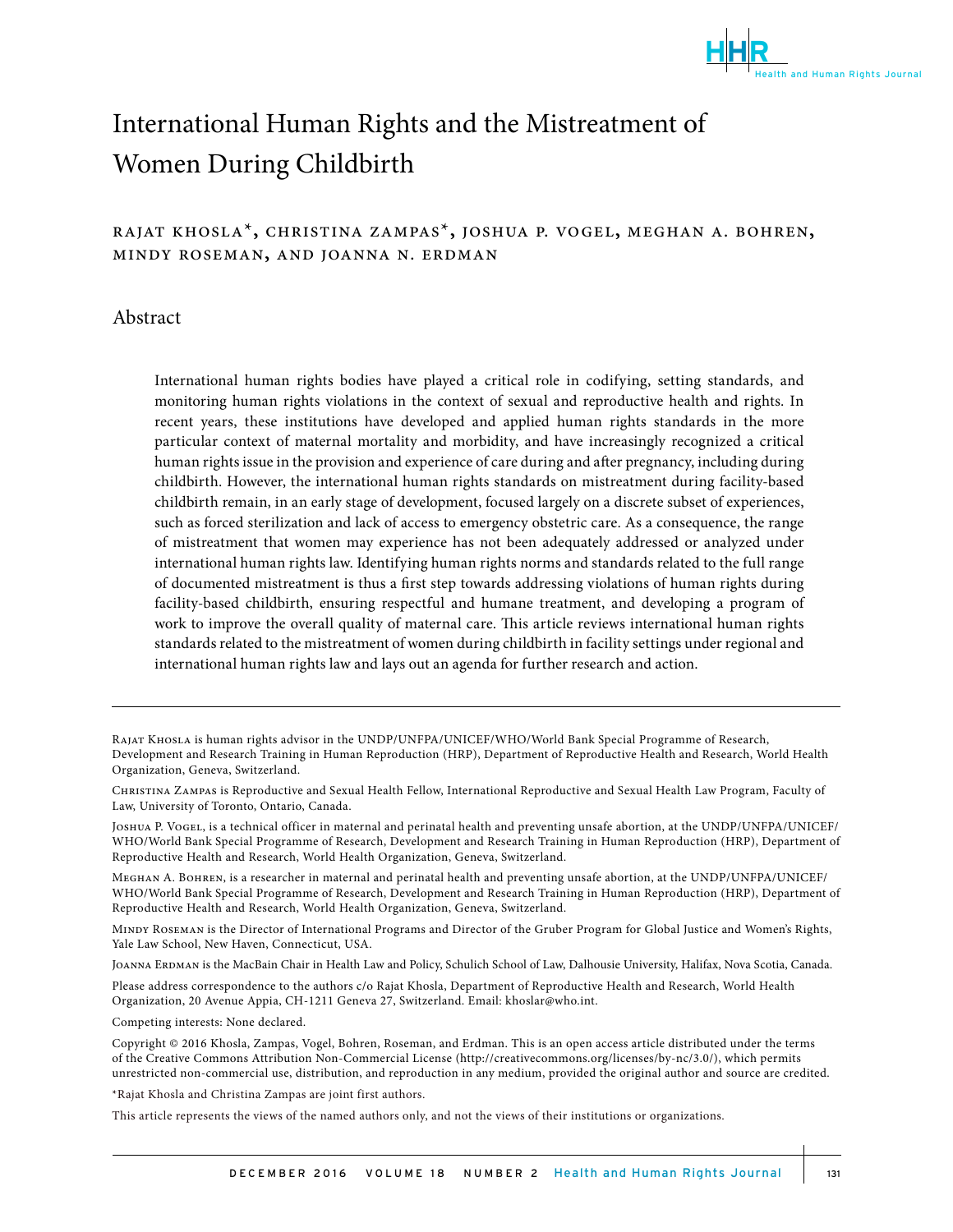# International Human Rights and the Mistreatment of Women During Childbirth

RAJAT KHOSLA*, CHRISTINA ZAMPAS*, JOSHUA P. VOGEL, MEGHAN A. BOHREN, MINDY ROSEMAN, AND JOANNA N. ERDMAN

## Abstract

International human rights bodies have played a critical role in codifying, setting standards, and monitoring human rights violations in the context of sexual and reproductive health and rights. In recent years, these institutions have developed and applied human rights standards in the more particular context of maternal mortality and morbidity, and have increasingly recognized a critical human rights issue in the provision and experience of care during and after pregnancy, including during childbirth. However, the international human rights standards on mistreatment during facility-based childbirth remain, in an early stage of development, focused largely on a discrete subset of experiences, such as forced sterilization and lack of access to emergency obstetric care. As a consequence, the range of mistreatment that women may experience has not been adequately addressed or analyzed under international human rights law. Identifying human rights norms and standards related to the full range of documented mistreatment is thus a first step towards addressing violations of human rights during facility-based childbirth, ensuring respectful and humane treatment, and developing a program of work to improve the overall quality of maternal care. This article reviews international human rights standards related to the mistreatment of women during childbirth in facility settings under regional and international human rights law and lays out an agenda for further research and action.

---

Rajat Khosla is human rights advisor in the UNDP/UNFPA/UNICEF/WHO/World Bank Special Programme of Research, Development and Research Training in Human Reproduction (HRP), Department of Reproductive Health and Research, World Health Organization, Geneva, Switzerland.

Christina Zampas is Reproductive and Sexual Health Fellow, International Reproductive and Sexual Health Law Program, Faculty of Law, University of Toronto, Ontario, Canada.

Joshua P. Vogel, is a technical officer in maternal and perinatal health and preventing unsafe abortion, at the UNDP/UNFPA/UNICEF/WHO/World Bank Special Programme of Research, Development and Research Training in Human Reproduction (HRP), Department of Reproductive Health and Research, World Health Organization, Geneva, Switzerland.

Meghan A. Bohren, is a researcher in maternal and perinatal health and preventing unsafe abortion, at the UNDP/UNFPA/UNICEF/WHO/World Bank Special Programme of Research, Development and Research Training in Human Reproduction (HRP), Department of Reproductive Health and Research, World Health Organization, Geneva, Switzerland.

Mindy Roseman is the Director of International Programs and Director of the Gruber Program for Global Justice and Women's Rights, Yale Law School, New Haven, Connecticut, USA.

Joanna Erdman is the MacBain Chair in Health Law and Policy, Schulich School of Law, Dalhousie University, Halifax, Nova Scotia, Canada.

Please address correspondence to the authors c/o Rajat Khosla, Department of Reproductive Health and Research, World Health Organization, 20 Avenue Appia, CH-1211 Geneva 27, Switzerland. Email: khoslar@who.int.

Competing interests: None declared.

Copyright © 2016 Khosla, Zampas, Vogel, Bohren, Roseman, and Erdman. This is an open access article distributed under the terms of the Creative Commons Attribution Non-Commercial License (http://creativecommons.org/licenses/by-nc/3.0/), which permits unrestricted non-commercial use, distribution, and reproduction in any medium, provided the original author and source are credited.

*Rajat Khosla and Christina Zampas are joint first authors.

This article represents the views of the named authors only, and not the views of their institutions or organizations.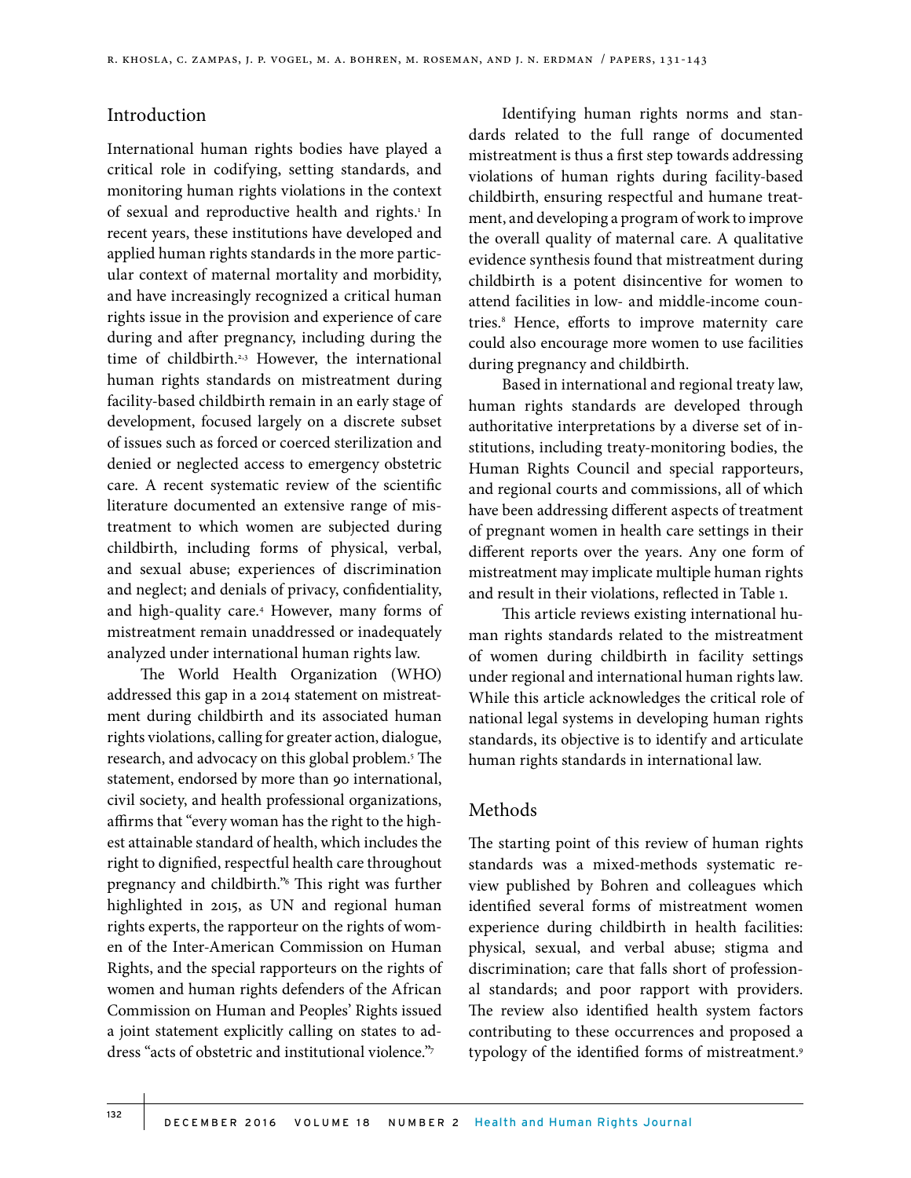## Introduction

International human rights bodies have played a critical role in codifying, setting standards, and monitoring human rights violations in the context of sexual and reproductive health and rights.[1] In recent years, these institutions have developed and applied human rights standards in the more particular context of maternal mortality and morbidity, and have increasingly recognized a critical human rights issue in the provision and experience of care during and after pregnancy, including during the time of childbirth.[2,3] However, the international human rights standards on mistreatment during facility-based childbirth remain in an early stage of development, focused largely on a discrete subset of issues such as forced or coerced sterilization and denied or neglected access to emergency obstetric care. A recent systematic review of the scientific literature documented an extensive range of mistreatment to which women are subjected during childbirth, including forms of physical, verbal, and sexual abuse; experiences of discrimination and neglect; and denials of privacy, confidentiality, and high-quality care.[4] However, many forms of mistreatment remain unaddressed or inadequately analyzed under international human rights law.

The World Health Organization (WHO) addressed this gap in a 2014 statement on mistreatment during childbirth and its associated human rights violations, calling for greater action, dialogue, research, and advocacy on this global problem.[5] The statement, endorsed by more than 90 international, civil society, and health professional organizations, affirms that "every woman has the right to the highest attainable standard of health, which includes the right to dignified, respectful health care throughout pregnancy and childbirth."[6] This right was further highlighted in 2015, as UN and regional human rights experts, the rapporteur on the rights of women of the Inter-American Commission on Human Rights, and the special rapporteurs on the rights of women and human rights defenders of the African Commission on Human and Peoples' Rights issued a joint statement explicitly calling on states to address "acts of obstetric and institutional violence."[7]

Identifying human rights norms and standards related to the full range of documented mistreatment is thus a first step towards addressing violations of human rights during facility-based childbirth, ensuring respectful and humane treatment, and developing a program of work to improve the overall quality of maternal care. A qualitative evidence synthesis found that mistreatment during childbirth is a potent disincentive for women to attend facilities in low- and middle-income countries.[8] Hence, efforts to improve maternity care could also encourage more women to use facilities during pregnancy and childbirth.

Based in international and regional treaty law, human rights standards are developed through authoritative interpretations by a diverse set of institutions, including treaty-monitoring bodies, the Human Rights Council and special rapporteurs, and regional courts and commissions, all of which have been addressing different aspects of treatment of pregnant women in health care settings in their different reports over the years. Any one form of mistreatment may implicate multiple human rights and result in their violations, reflected in Table 1.

This article reviews existing international human rights standards related to the mistreatment of women during childbirth in facility settings under regional and international human rights law. While this article acknowledges the critical role of national legal systems in developing human rights standards, its objective is to identify and articulate human rights standards in international law.

## Methods

The starting point of this review of human rights standards was a mixed-methods systematic review published by Bohren and colleagues which identified several forms of mistreatment women experience during childbirth in health facilities: physical, sexual, and verbal abuse; stigma and discrimination; care that falls short of professional standards; and poor rapport with providers. The review also identified health system factors contributing to these occurrences and proposed a typology of the identified forms of mistreatment.[9]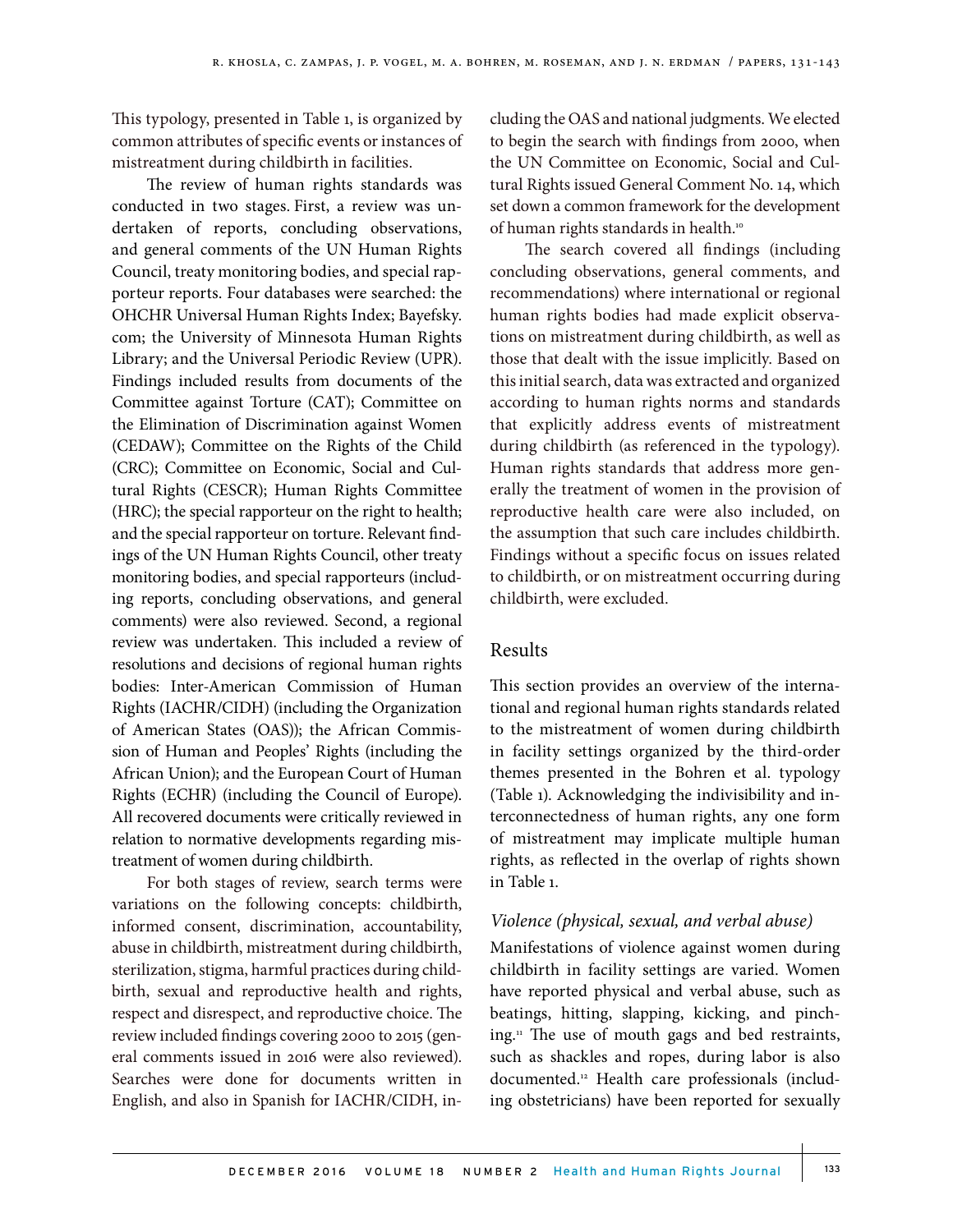This typology, presented in Table 1, is organized by common attributes of specific events or instances of mistreatment during childbirth in facilities.

The review of human rights standards was conducted in two stages. First, a review was undertaken of reports, concluding observations, and general comments of the UN Human Rights Council, treaty monitoring bodies, and special rapporteur reports. Four databases were searched: the OHCHR Universal Human Rights Index; Bayefsky.com; the University of Minnesota Human Rights Library; and the Universal Periodic Review (UPR). Findings included results from documents of the Committee against Torture (CAT); Committee on the Elimination of Discrimination against Women (CEDAW); Committee on the Rights of the Child (CRC); Committee on Economic, Social and Cultural Rights (CESCR); Human Rights Committee (HRC); the special rapporteur on the right to health; and the special rapporteur on torture. Relevant findings of the UN Human Rights Council, other treaty monitoring bodies, and special rapporteurs (including reports, concluding observations, and general comments) were also reviewed. Second, a regional review was undertaken. This included a review of resolutions and decisions of regional human rights bodies: Inter-American Commission of Human Rights (IACHR/CIDH) (including the Organization of American States (OAS)); the African Commission of Human and Peoples' Rights (including the African Union); and the European Court of Human Rights (ECHR) (including the Council of Europe). All recovered documents were critically reviewed in relation to normative developments regarding mistreatment of women during childbirth.

For both stages of review, search terms were variations on the following concepts: childbirth, informed consent, discrimination, accountability, abuse in childbirth, mistreatment during childbirth, sterilization, stigma, harmful practices during childbirth, sexual and reproductive health and rights, respect and disrespect, and reproductive choice. The review included findings covering 2000 to 2015 (general comments issued in 2016 were also reviewed). Searches were done for documents written in English, and also in Spanish for IACHR/CIDH, including the OAS and national judgments. We elected to begin the search with findings from 2000, when the UN Committee on Economic, Social and Cultural Rights issued General Comment No. 14, which set down a common framework for the development of human rights standards in health.[10]

The search covered all findings (including concluding observations, general comments, and recommendations) where international or regional human rights bodies had made explicit observations on mistreatment during childbirth, as well as those that dealt with the issue implicitly. Based on this initial search, data was extracted and organized according to human rights norms and standards that explicitly address events of mistreatment during childbirth (as referenced in the typology). Human rights standards that address more generally the treatment of women in the provision of reproductive health care were also included, on the assumption that such care includes childbirth. Findings without a specific focus on issues related to childbirth, or on mistreatment occurring during childbirth, were excluded.

## Results

This section provides an overview of the international and regional human rights standards related to the mistreatment of women during childbirth in facility settings organized by the third-order themes presented in the Bohren et al. typology (Table 1). Acknowledging the indivisibility and interconnectedness of human rights, any one form of mistreatment may implicate multiple human rights, as reflected in the overlap of rights shown in Table 1.

### *Violence (physical, sexual, and verbal abuse)*

Manifestations of violence against women during childbirth in facility settings are varied. Women have reported physical and verbal abuse, such as beatings, hitting, slapping, kicking, and pinching.[11] The use of mouth gags and bed restraints, such as shackles and ropes, during labor is also documented.[12] Health care professionals (including obstetricians) have been reported for sexually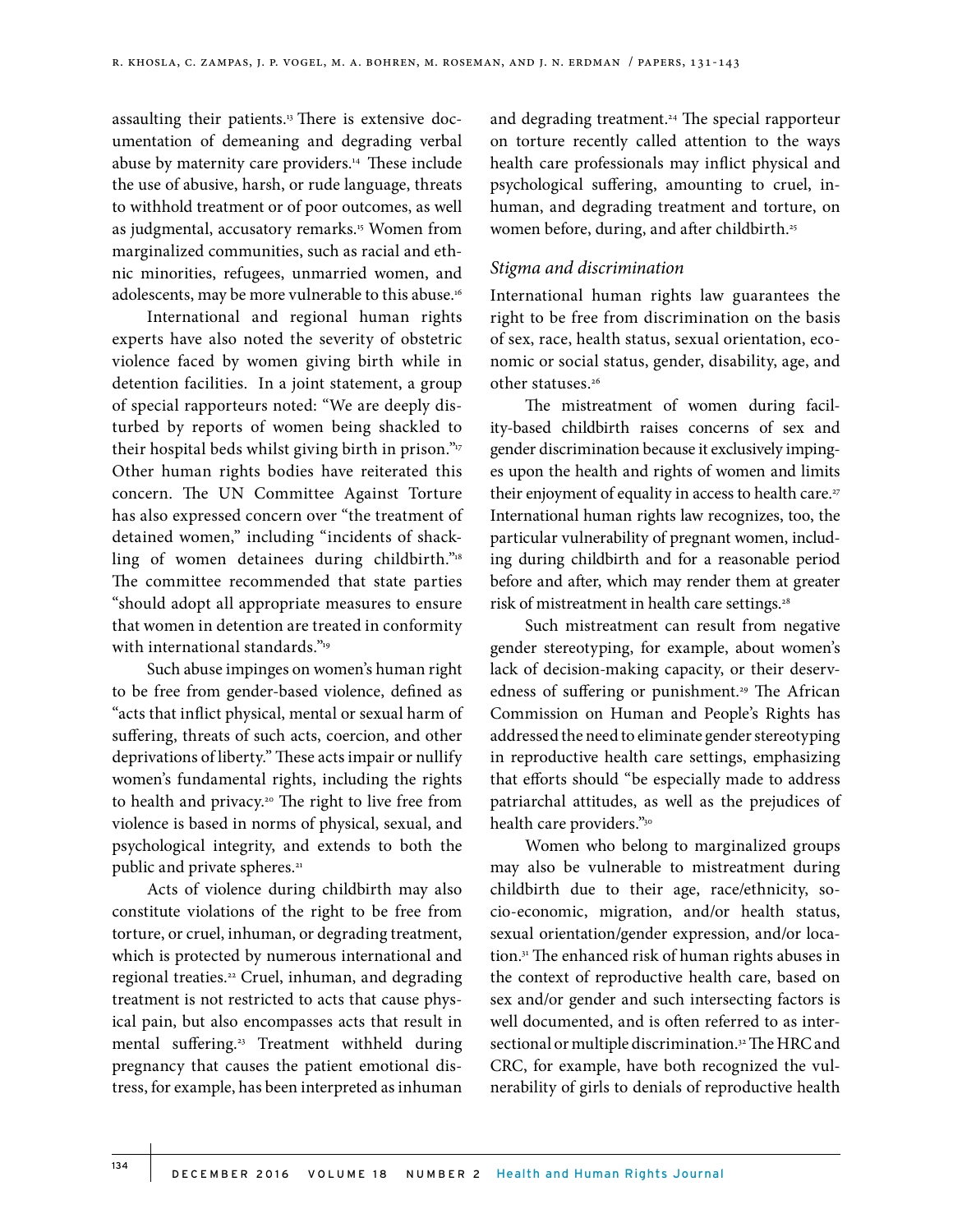assaulting their patients.[13] There is extensive documentation of demeaning and degrading verbal abuse by maternity care providers.[14] These include the use of abusive, harsh, or rude language, threats to withhold treatment or of poor outcomes, as well as judgmental, accusatory remarks.[15] Women from marginalized communities, such as racial and ethnic minorities, refugees, unmarried women, and adolescents, may be more vulnerable to this abuse.[16]

International and regional human rights experts have also noted the severity of obstetric violence faced by women giving birth while in detention facilities. In a joint statement, a group of special rapporteurs noted: "We are deeply disturbed by reports of women being shackled to their hospital beds whilst giving birth in prison."[17] Other human rights bodies have reiterated this concern. The UN Committee Against Torture has also expressed concern over "the treatment of detained women," including "incidents of shackling of women detainees during childbirth."[18] The committee recommended that state parties "should adopt all appropriate measures to ensure that women in detention are treated in conformity with international standards."[19]

Such abuse impinges on women's human right to be free from gender-based violence, defined as "acts that inflict physical, mental or sexual harm of suffering, threats of such acts, coercion, and other deprivations of liberty." These acts impair or nullify women's fundamental rights, including the rights to health and privacy.[20] The right to live free from violence is based in norms of physical, sexual, and psychological integrity, and extends to both the public and private spheres.[21]

Acts of violence during childbirth may also constitute violations of the right to be free from torture, or cruel, inhuman, or degrading treatment, which is protected by numerous international and regional treaties.[22] Cruel, inhuman, and degrading treatment is not restricted to acts that cause physical pain, but also encompasses acts that result in mental suffering.[23] Treatment withheld during pregnancy that causes the patient emotional distress, for example, has been interpreted as inhuman and degrading treatment.[24] The special rapporteur on torture recently called attention to the ways health care professionals may inflict physical and psychological suffering, amounting to cruel, inhuman, and degrading treatment and torture, on women before, during, and after childbirth.[25]

### *Stigma and discrimination*

International human rights law guarantees the right to be free from discrimination on the basis of sex, race, health status, sexual orientation, economic or social status, gender, disability, age, and other statuses.[26]

The mistreatment of women during facility-based childbirth raises concerns of sex and gender discrimination because it exclusively impinges upon the health and rights of women and limits their enjoyment of equality in access to health care.[27] International human rights law recognizes, too, the particular vulnerability of pregnant women, including during childbirth and for a reasonable period before and after, which may render them at greater risk of mistreatment in health care settings.[28]

Such mistreatment can result from negative gender stereotyping, for example, about women's lack of decision-making capacity, or their deservedness of suffering or punishment.[29] The African Commission on Human and People's Rights has addressed the need to eliminate gender stereotyping in reproductive health care settings, emphasizing that efforts should "be especially made to address patriarchal attitudes, as well as the prejudices of health care providers."[30]

Women who belong to marginalized groups may also be vulnerable to mistreatment during childbirth due to their age, race/ethnicity, socio-economic, migration, and/or health status, sexual orientation/gender expression, and/or location.[31] The enhanced risk of human rights abuses in the context of reproductive health care, based on sex and/or gender and such intersecting factors is well documented, and is often referred to as intersectional or multiple discrimination.[32] The HRC and CRC, for example, have both recognized the vulnerability of girls to denials of reproductive health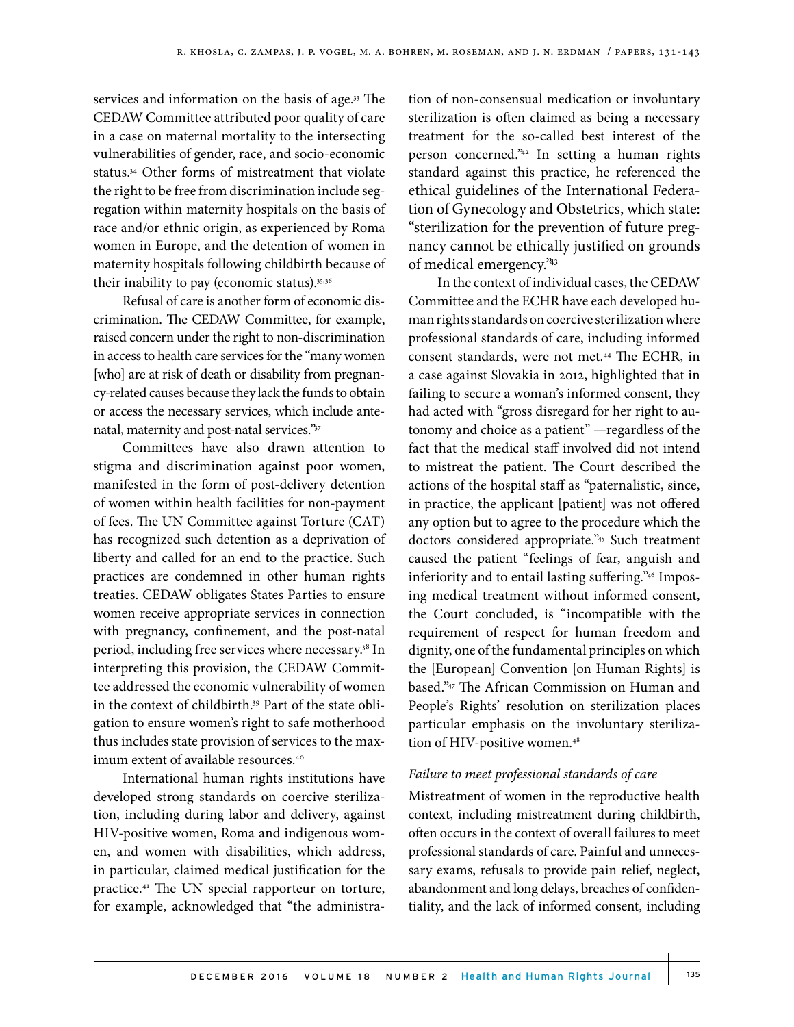services and information on the basis of age.[33] The CEDAW Committee attributed poor quality of care in a case on maternal mortality to the intersecting vulnerabilities of gender, race, and socio-economic status.[34] Other forms of mistreatment that violate the right to be free from discrimination include segregation within maternity hospitals on the basis of race and/or ethnic origin, as experienced by Roma women in Europe, and the detention of women in maternity hospitals following childbirth because of their inability to pay (economic status).[35,36]

Refusal of care is another form of economic discrimination. The CEDAW Committee, for example, raised concern under the right to non-discrimination in access to health care services for the "many women [who] are at risk of death or disability from pregnancy-related causes because they lack the funds to obtain or access the necessary services, which include antenatal, maternity and post-natal services."[37]

Committees have also drawn attention to stigma and discrimination against poor women, manifested in the form of post-delivery detention of women within health facilities for non-payment of fees. The UN Committee against Torture (CAT) has recognized such detention as a deprivation of liberty and called for an end to the practice. Such practices are condemned in other human rights treaties. CEDAW obligates States Parties to ensure women receive appropriate services in connection with pregnancy, confinement, and the post-natal period, including free services where necessary.[38] In interpreting this provision, the CEDAW Committee addressed the economic vulnerability of women in the context of childbirth.[39] Part of the state obligation to ensure women's right to safe motherhood thus includes state provision of services to the maximum extent of available resources.[40]

International human rights institutions have developed strong standards on coercive sterilization, including during labor and delivery, against HIV-positive women, Roma and indigenous women, and women with disabilities, which address, in particular, claimed medical justification for the practice.[41] The UN special rapporteur on torture, for example, acknowledged that "the administration of non-consensual medication or involuntary sterilization is often claimed as being a necessary treatment for the so-called best interest of the person concerned."[42] In setting a human rights standard against this practice, he referenced the ethical guidelines of the International Federation of Gynecology and Obstetrics, which state: "sterilization for the prevention of future pregnancy cannot be ethically justified on grounds of medical emergency."[43]

In the context of individual cases, the CEDAW Committee and the ECHR have each developed human rights standards on coercive sterilization where professional standards of care, including informed consent standards, were not met.[44] The ECHR, in a case against Slovakia in 2012, highlighted that in failing to secure a woman's informed consent, they had acted with "gross disregard for her right to autonomy and choice as a patient" —regardless of the fact that the medical staff involved did not intend to mistreat the patient. The Court described the actions of the hospital staff as "paternalistic, since, in practice, the applicant [patient] was not offered any option but to agree to the procedure which the doctors considered appropriate."[45] Such treatment caused the patient "feelings of fear, anguish and inferiority and to entail lasting suffering."[46] Imposing medical treatment without informed consent, the Court concluded, is "incompatible with the requirement of respect for human freedom and dignity, one of the fundamental principles on which the [European] Convention [on Human Rights] is based."[47] The African Commission on Human and People's Rights' resolution on sterilization places particular emphasis on the involuntary sterilization of HIV-positive women.[48]

*Failure to meet professional standards of care*

Mistreatment of women in the reproductive health context, including mistreatment during childbirth, often occurs in the context of overall failures to meet professional standards of care. Painful and unnecessary exams, refusals to provide pain relief, neglect, abandonment and long delays, breaches of confidentiality, and the lack of informed consent, including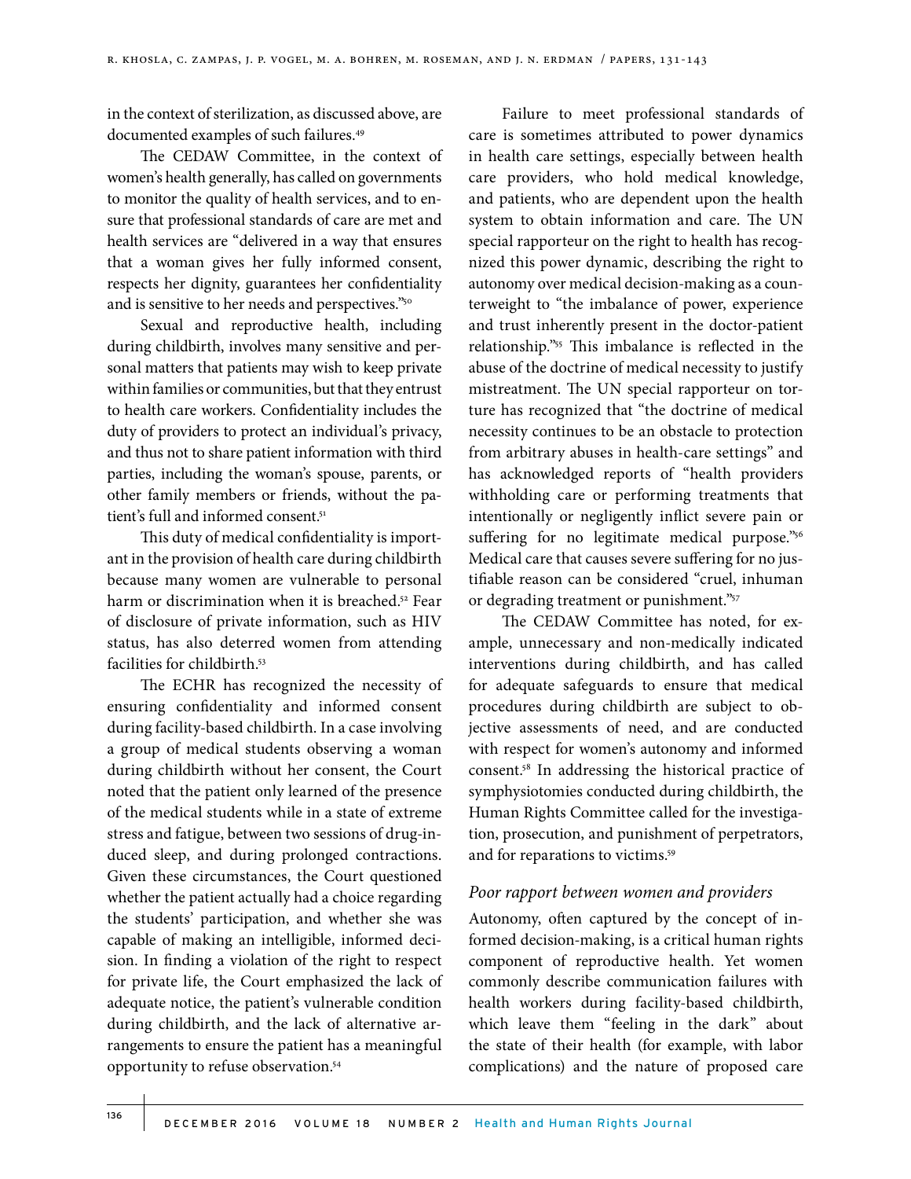in the context of sterilization, as discussed above, are documented examples of such failures.[49]

The CEDAW Committee, in the context of women's health generally, has called on governments to monitor the quality of health services, and to ensure that professional standards of care are met and health services are "delivered in a way that ensures that a woman gives her fully informed consent, respects her dignity, guarantees her confidentiality and is sensitive to her needs and perspectives."[50]

Sexual and reproductive health, including during childbirth, involves many sensitive and personal matters that patients may wish to keep private within families or communities, but that they entrust to health care workers. Confidentiality includes the duty of providers to protect an individual's privacy, and thus not to share patient information with third parties, including the woman's spouse, parents, or other family members or friends, without the patient's full and informed consent.[51]

This duty of medical confidentiality is important in the provision of health care during childbirth because many women are vulnerable to personal harm or discrimination when it is breached.[52] Fear of disclosure of private information, such as HIV status, has also deterred women from attending facilities for childbirth.[53]

The ECHR has recognized the necessity of ensuring confidentiality and informed consent during facility-based childbirth. In a case involving a group of medical students observing a woman during childbirth without her consent, the Court noted that the patient only learned of the presence of the medical students while in a state of extreme stress and fatigue, between two sessions of drug-induced sleep, and during prolonged contractions. Given these circumstances, the Court questioned whether the patient actually had a choice regarding the students' participation, and whether she was capable of making an intelligible, informed decision. In finding a violation of the right to respect for private life, the Court emphasized the lack of adequate notice, the patient's vulnerable condition during childbirth, and the lack of alternative arrangements to ensure the patient has a meaningful opportunity to refuse observation.[54]

Failure to meet professional standards of care is sometimes attributed to power dynamics in health care settings, especially between health care providers, who hold medical knowledge, and patients, who are dependent upon the health system to obtain information and care. The UN special rapporteur on the right to health has recognized this power dynamic, describing the right to autonomy over medical decision-making as a counterweight to "the imbalance of power, experience and trust inherently present in the doctor-patient relationship."[55] This imbalance is reflected in the abuse of the doctrine of medical necessity to justify mistreatment. The UN special rapporteur on torture has recognized that "the doctrine of medical necessity continues to be an obstacle to protection from arbitrary abuses in health-care settings" and has acknowledged reports of "health providers withholding care or performing treatments that intentionally or negligently inflict severe pain or suffering for no legitimate medical purpose."[56] Medical care that causes severe suffering for no justifiable reason can be considered "cruel, inhuman or degrading treatment or punishment."[57]

The CEDAW Committee has noted, for example, unnecessary and non-medically indicated interventions during childbirth, and has called for adequate safeguards to ensure that medical procedures during childbirth are subject to objective assessments of need, and are conducted with respect for women's autonomy and informed consent.[58] In addressing the historical practice of symphysiotomies conducted during childbirth, the Human Rights Committee called for the investigation, prosecution, and punishment of perpetrators, and for reparations to victims.[59]

### *Poor rapport between women and providers*

Autonomy, often captured by the concept of informed decision-making, is a critical human rights component of reproductive health. Yet women commonly describe communication failures with health workers during facility-based childbirth, which leave them "feeling in the dark" about the state of their health (for example, with labor complications) and the nature of proposed care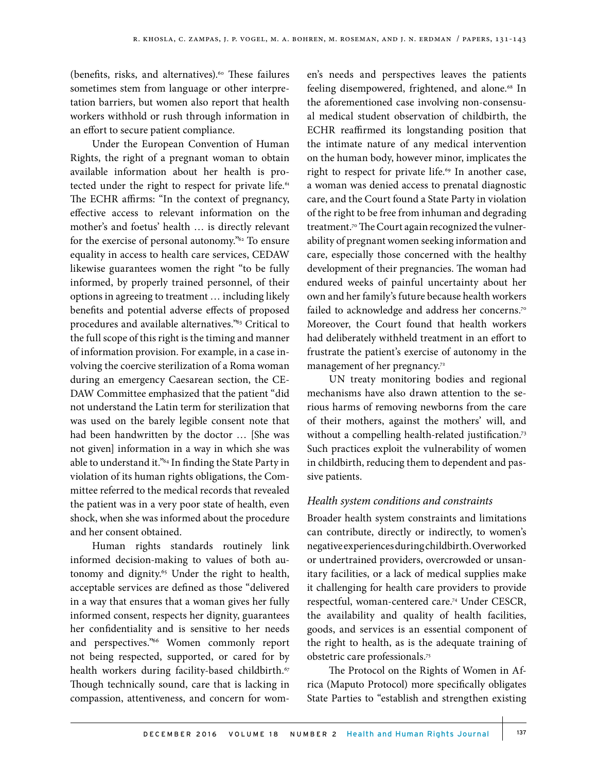(benefits, risks, and alternatives).[60] These failures sometimes stem from language or other interpretation barriers, but women also report that health workers withhold or rush through information in an effort to secure patient compliance.

Under the European Convention of Human Rights, the right of a pregnant woman to obtain available information about her health is protected under the right to respect for private life.[61] The ECHR affirms: "In the context of pregnancy, effective access to relevant information on the mother's and foetus' health … is directly relevant for the exercise of personal autonomy."[62] To ensure equality in access to health care services, CEDAW likewise guarantees women the right "to be fully informed, by properly trained personnel, of their options in agreeing to treatment … including likely benefits and potential adverse effects of proposed procedures and available alternatives."[63] Critical to the full scope of this right is the timing and manner of information provision. For example, in a case involving the coercive sterilization of a Roma woman during an emergency Caesarean section, the CEDAW Committee emphasized that the patient "did not understand the Latin term for sterilization that was used on the barely legible consent note that had been handwritten by the doctor … [She was not given] information in a way in which she was able to understand it."[64] In finding the State Party in violation of its human rights obligations, the Committee referred to the medical records that revealed the patient was in a very poor state of health, even shock, when she was informed about the procedure and her consent obtained.

Human rights standards routinely link informed decision-making to values of both autonomy and dignity.[65] Under the right to health, acceptable services are defined as those "delivered in a way that ensures that a woman gives her fully informed consent, respects her dignity, guarantees her confidentiality and is sensitive to her needs and perspectives."[66] Women commonly report not being respected, supported, or cared for by health workers during facility-based childbirth.[67] Though technically sound, care that is lacking in compassion, attentiveness, and concern for women's needs and perspectives leaves the patients feeling disempowered, frightened, and alone.[68] In the aforementioned case involving non-consensual medical student observation of childbirth, the ECHR reaffirmed its longstanding position that the intimate nature of any medical intervention on the human body, however minor, implicates the right to respect for private life.[69] In another case, a woman was denied access to prenatal diagnostic care, and the Court found a State Party in violation of the right to be free from inhuman and degrading treatment.[70] The Court again recognized the vulnerability of pregnant women seeking information and care, especially those concerned with the healthy development of their pregnancies. The woman had endured weeks of painful uncertainty about her own and her family's future because health workers failed to acknowledge and address her concerns.[70] Moreover, the Court found that health workers had deliberately withheld treatment in an effort to frustrate the patient's exercise of autonomy in the management of her pregnancy.[72]

UN treaty monitoring bodies and regional mechanisms have also drawn attention to the serious harms of removing newborns from the care of their mothers, against the mothers' will, and without a compelling health-related justification.[73] Such practices exploit the vulnerability of women in childbirth, reducing them to dependent and passive patients.

### *Health system conditions and constraints*

Broader health system constraints and limitations can contribute, directly or indirectly, to women's negative experiences during childbirth. Overworked or undertrained providers, overcrowded or unsanitary facilities, or a lack of medical supplies make it challenging for health care providers to provide respectful, woman-centered care.[74] Under CESCR, the availability and quality of health facilities, goods, and services is an essential component of the right to health, as is the adequate training of obstetric care professionals.[75]

The Protocol on the Rights of Women in Africa (Maputo Protocol) more specifically obligates State Parties to "establish and strengthen existing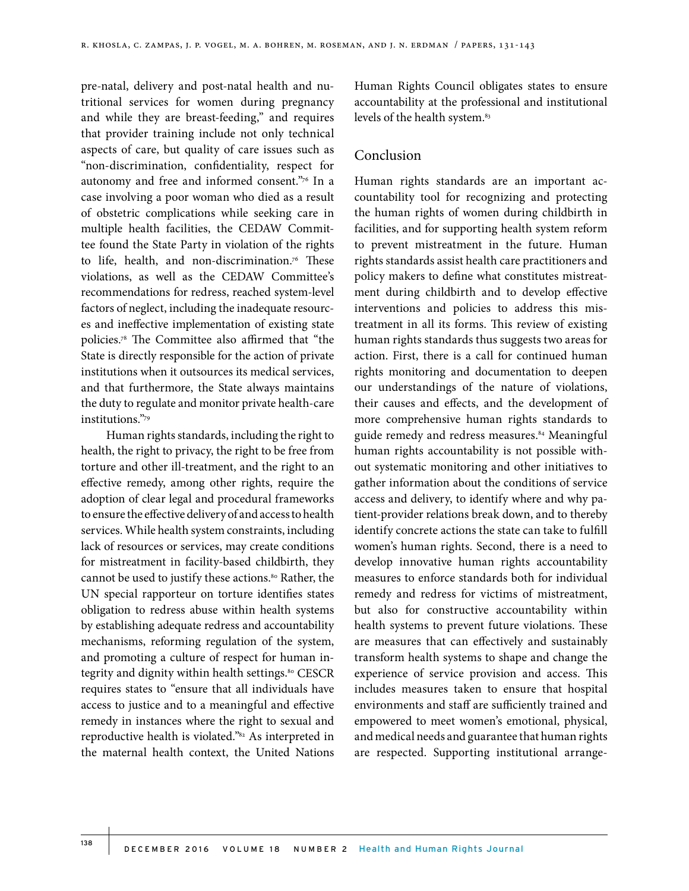pre-natal, delivery and post-natal health and nutritional services for women during pregnancy and while they are breast-feeding," and requires that provider training include not only technical aspects of care, but quality of care issues such as "non-discrimination, confidentiality, respect for autonomy and free and informed consent."[76] In a case involving a poor woman who died as a result of obstetric complications while seeking care in multiple health facilities, the CEDAW Committee found the State Party in violation of the rights to life, health, and non-discrimination.[76] These violations, as well as the CEDAW Committee's recommendations for redress, reached system-level factors of neglect, including the inadequate resources and ineffective implementation of existing state policies.[78] The Committee also affirmed that "the State is directly responsible for the action of private institutions when it outsources its medical services, and that furthermore, the State always maintains the duty to regulate and monitor private health-care institutions."[79]

Human rights standards, including the right to health, the right to privacy, the right to be free from torture and other ill-treatment, and the right to an effective remedy, among other rights, require the adoption of clear legal and procedural frameworks to ensure the effective delivery of and access to health services. While health system constraints, including lack of resources or services, may create conditions for mistreatment in facility-based childbirth, they cannot be used to justify these actions.[80] Rather, the UN special rapporteur on torture identifies states obligation to redress abuse within health systems by establishing adequate redress and accountability mechanisms, reforming regulation of the system, and promoting a culture of respect for human integrity and dignity within health settings.[80] CESCR requires states to "ensure that all individuals have access to justice and to a meaningful and effective remedy in instances where the right to sexual and reproductive health is violated."[82] As interpreted in the maternal health context, the United Nations Human Rights Council obligates states to ensure accountability at the professional and institutional levels of the health system.[83]

## Conclusion

Human rights standards are an important accountability tool for recognizing and protecting the human rights of women during childbirth in facilities, and for supporting health system reform to prevent mistreatment in the future. Human rights standards assist health care practitioners and policy makers to define what constitutes mistreatment during childbirth and to develop effective interventions and policies to address this mistreatment in all its forms. This review of existing human rights standards thus suggests two areas for action. First, there is a call for continued human rights monitoring and documentation to deepen our understandings of the nature of violations, their causes and effects, and the development of more comprehensive human rights standards to guide remedy and redress measures.[84] Meaningful human rights accountability is not possible without systematic monitoring and other initiatives to gather information about the conditions of service access and delivery, to identify where and why patient-provider relations break down, and to thereby identify concrete actions the state can take to fulfill women's human rights. Second, there is a need to develop innovative human rights accountability measures to enforce standards both for individual remedy and redress for victims of mistreatment, but also for constructive accountability within health systems to prevent future violations. These are measures that can effectively and sustainably transform health systems to shape and change the experience of service provision and access. This includes measures taken to ensure that hospital environments and staff are sufficiently trained and empowered to meet women's emotional, physical, and medical needs and guarantee that human rights are respected. Supporting institutional arrange-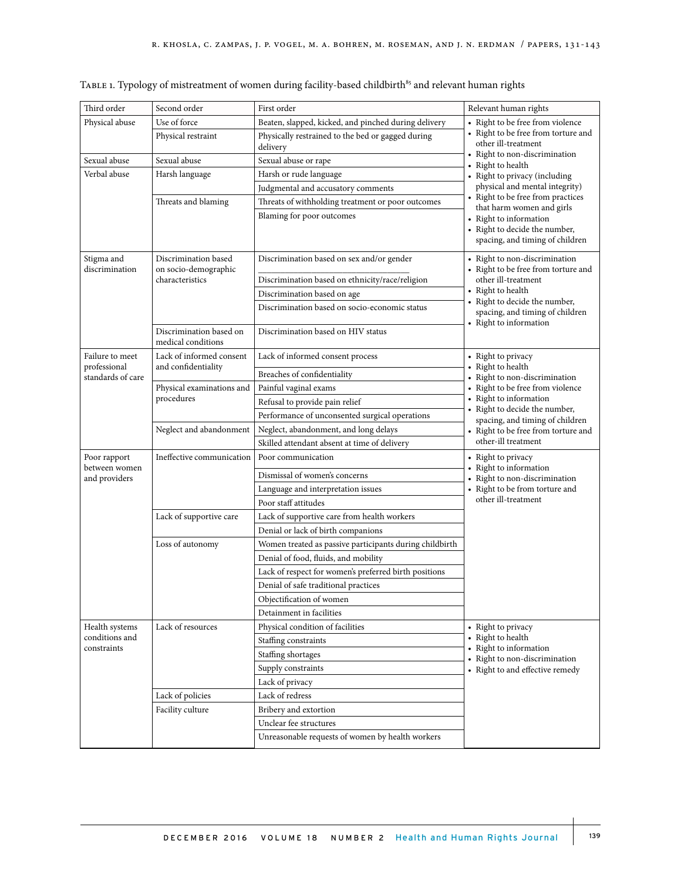Table 1. Typology of mistreatment of women during facility-based childbirth[85] and relevant human rights

| Third order | Second order | First order | Relevant human rights |
|---|---|---|---|
| Physical abuse | Use of force | Beaten, slapped, kicked, and pinched during delivery | • Right to be free from violence<br>• Right to be free from torture and other ill-treatment<br>• Right to non-discrimination<br>• Right to health<br>• Right to privacy (including physical and mental integrity)<br>• Right to be free from practices that harm women and girls<br>• Right to information<br>• Right to decide the number, spacing, and timing of children |
| | Physical restraint | Physically restrained to the bed or gagged during delivery | |
| Sexual abuse | Sexual abuse | Sexual abuse or rape | |
| Verbal abuse | Harsh language | Harsh or rude language | |
| | | Judgmental and accusatory comments | |
| | Threats and blaming | Threats of withholding treatment or poor outcomes | |
| | | Blaming for poor outcomes | |
| Stigma and discrimination | Discrimination based on socio-demographic characteristics | Discrimination based on sex and/or gender | • Right to non-discrimination<br>• Right to be free from torture and other ill-treatment<br>• Right to health<br>• Right to decide the number, spacing, and timing of children<br>• Right to information |
| | | Discrimination based on ethnicity/race/religion | |
| | | Discrimination based on age | |
| | | Discrimination based on socio-economic status | |
| | Discrimination based on medical conditions | Discrimination based on HIV status | |
| Failure to meet professional standards of care | Lack of informed consent and confidentiality | Lack of informed consent process | • Right to privacy<br>• Right to health<br>• Right to non-discrimination<br>• Right to be free from violence<br>• Right to information<br>• Right to decide the number, spacing, and timing of children<br>• Right to be free from torture and other-ill treatment |
| | | Breaches of confidentiality | |
| | Physical examinations and procedures | Painful vaginal exams | |
| | | Refusal to provide pain relief | |
| | | Performance of unconsented surgical operations | |
| | Neglect and abandonment | Neglect, abandonment, and long delays | |
| | | Skilled attendant absent at time of delivery | |
| Poor rapport between women and providers | Ineffective communication | Poor communication | • Right to privacy<br>• Right to information<br>• Right to non-discrimination<br>• Right to be from torture and other ill-treatment |
| | | Dismissal of women's concerns | |
| | | Language and interpretation issues | |
| | | Poor staff attitudes | |
| | Lack of supportive care | Lack of supportive care from health workers | |
| | | Denial or lack of birth companions | |
| | Loss of autonomy | Women treated as passive participants during childbirth | |
| | | Denial of food, fluids, and mobility | |
| | | Lack of respect for women's preferred birth positions | |
| | | Denial of safe traditional practices | |
| | | Objectification of women | |
| | | Detainment in facilities | |
| Health systems conditions and constraints | Lack of resources | Physical condition of facilities | • Right to privacy<br>• Right to health<br>• Right to information<br>• Right to non-discrimination<br>• Right to and effective remedy |
| | | Staffing constraints | |
| | | Staffing shortages | |
| | | Supply constraints | |
| | | Lack of privacy | |
| | Lack of policies | Lack of redress | |
| | Facility culture | Bribery and extortion | |
| | | Unclear fee structures | |
| | | Unreasonable requests of women by health workers | |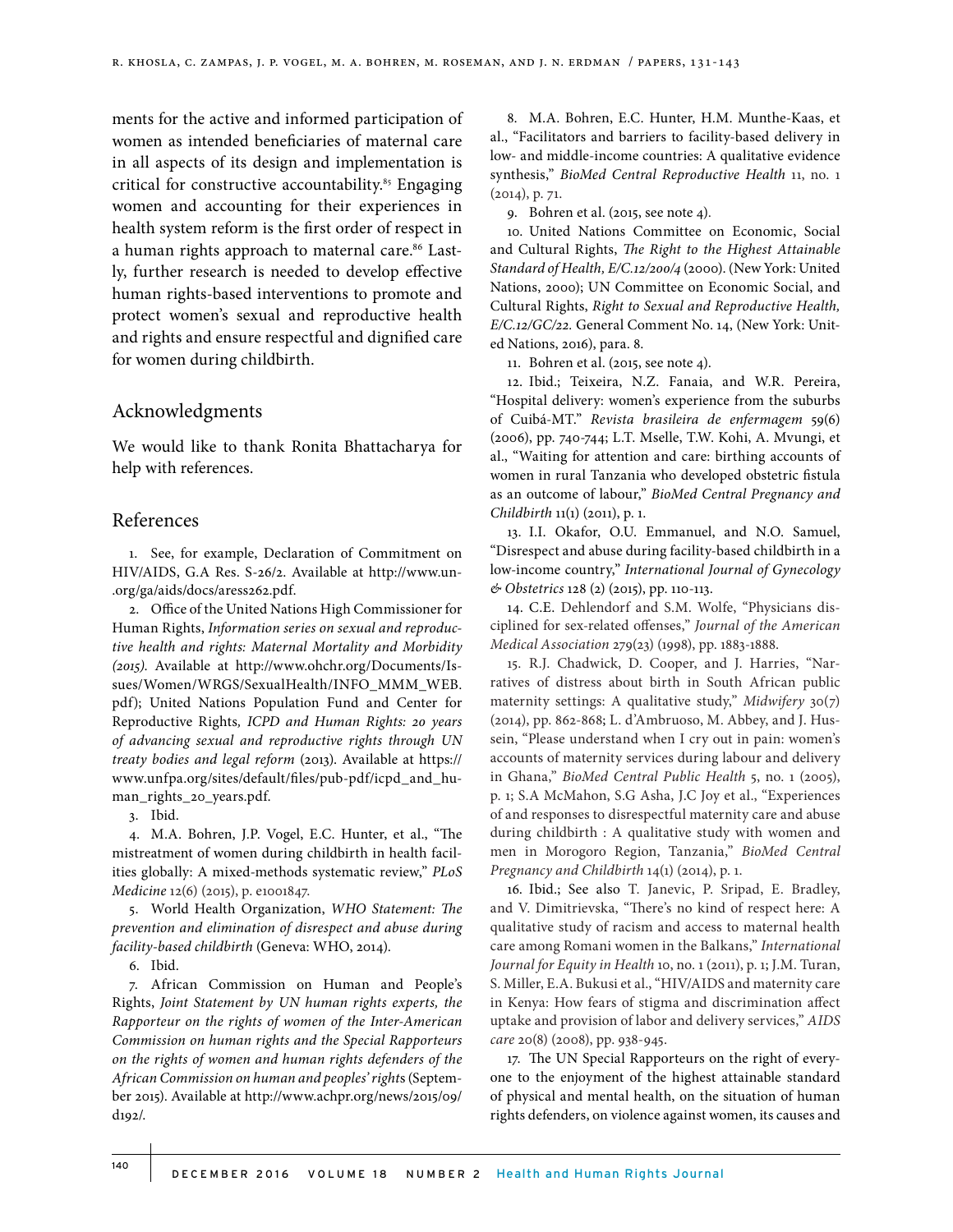ments for the active and informed participation of women as intended beneficiaries of maternal care in all aspects of its design and implementation is critical for constructive accountability.[85] Engaging women and accounting for their experiences in health system reform is the first order of respect in a human rights approach to maternal care.[86] Lastly, further research is needed to develop effective human rights-based interventions to promote and protect women's sexual and reproductive health and rights and ensure respectful and dignified care for women during childbirth.

## Acknowledgments

We would like to thank Ronita Bhattacharya for help with references.

## References

1. See, for example, Declaration of Commitment on HIV/AIDS, G.A Res. S-26/2. Available at http://www.un.org/ga/aids/docs/aress262.pdf.

2. Office of the United Nations High Commissioner for Human Rights, *Information series on sexual and reproductive health and rights: Maternal Mortality and Morbidity (2015).* Available at http://www.ohchr.org/Documents/Issues/Women/WRGS/SexualHealth/INFO_MMM_WEB.pdf); United Nations Population Fund and Center for Reproductive Rights*, ICPD and Human Rights: 20 years of advancing sexual and reproductive rights through UN treaty bodies and legal reform* (2013). Available at https://www.unfpa.org/sites/default/files/pub-pdf/icpd_and_human_rights_20_years.pdf.

3. Ibid.

4. M.A. Bohren, J.P. Vogel, E.C. Hunter, et al., "The mistreatment of women during childbirth in health facilities globally: A mixed-methods systematic review," *PLoS Medicine* 12(6) (2015), p. e1001847.

5. World Health Organization, *WHO Statement: The prevention and elimination of disrespect and abuse during facility-based childbirth* (Geneva: WHO, 2014).

6. Ibid.

7. African Commission on Human and People's Rights, *Joint Statement by UN human rights experts, the Rapporteur on the rights of women of the Inter-American Commission on human rights and the Special Rapporteurs on the rights of women and human rights defenders of the African Commission on human and peoples' rights* (September 2015). Available at http://www.achpr.org/news/2015/09/d192/.

8. M.A. Bohren, E.C. Hunter, H.M. Munthe-Kaas, et al., "Facilitators and barriers to facility-based delivery in low- and middle-income countries: A qualitative evidence synthesis," *BioMed Central Reproductive Health* 11, no. 1 (2014), p. 71.

9. Bohren et al. (2015, see note 4).

10. United Nations Committee on Economic, Social and Cultural Rights, *The Right to the Highest Attainable Standard of Health, E/C.12/200/4* (2000). (New York: United Nations, 2000); UN Committee on Economic Social, and Cultural Rights, *Right to Sexual and Reproductive Health, E/C.12/GC/22.* General Comment No. 14, (New York: United Nations, 2016), para. 8.

11. Bohren et al. (2015, see note 4).

12. Ibid.; Teixeira, N.Z. Fanaia, and W.R. Pereira, "Hospital delivery: women's experience from the suburbs of Cuibá-MT." *Revista brasileira de enfermagem* 59(6) (2006), pp. 740-744; L.T. Mselle, T.W. Kohi, A. Mvungi, et al., "Waiting for attention and care: birthing accounts of women in rural Tanzania who developed obstetric fistula as an outcome of labour," *BioMed Central Pregnancy and Childbirth* 11(1) (2011), p. 1.

13. I.I. Okafor, O.U. Emmanuel, and N.O. Samuel, "Disrespect and abuse during facility-based childbirth in a low-income country," *International Journal of Gynecology & Obstetrics* 128 (2) (2015), pp. 110-113.

14. C.E. Dehlendorf and S.M. Wolfe, "Physicians disciplined for sex-related offenses," *Journal of the American Medical Association* 279(23) (1998), pp. 1883-1888.

15. R.J. Chadwick, D. Cooper, and J. Harries, "Narratives of distress about birth in South African public maternity settings: A qualitative study," *Midwifery* 30(7) (2014), pp. 862-868; L. d'Ambruoso, M. Abbey, and J. Hussein, "Please understand when I cry out in pain: women's accounts of maternity services during labour and delivery in Ghana," *BioMed Central Public Health* 5, no. 1 (2005), p. 1; S.A McMahon, S.G Asha, J.C Joy et al., "Experiences of and responses to disrespectful maternity care and abuse during childbirth : A qualitative study with women and men in Morogoro Region, Tanzania," *BioMed Central Pregnancy and Childbirth* 14(1) (2014), p. 1.

16. Ibid.; See also T. Janevic, P. Sripad, E. Bradley, and V. Dimitrievska, "There's no kind of respect here: A qualitative study of racism and access to maternal health care among Romani women in the Balkans," *International Journal for Equity in Health* 10, no. 1 (2011), p. 1; J.M. Turan, S. Miller, E.A. Bukusi et al., "HIV/AIDS and maternity care in Kenya: How fears of stigma and discrimination affect uptake and provision of labor and delivery services," *AIDS care* 20(8) (2008), pp. 938-945.

17. The UN Special Rapporteurs on the right of everyone to the enjoyment of the highest attainable standard of physical and mental health, on the situation of human rights defenders, on violence against women, its causes and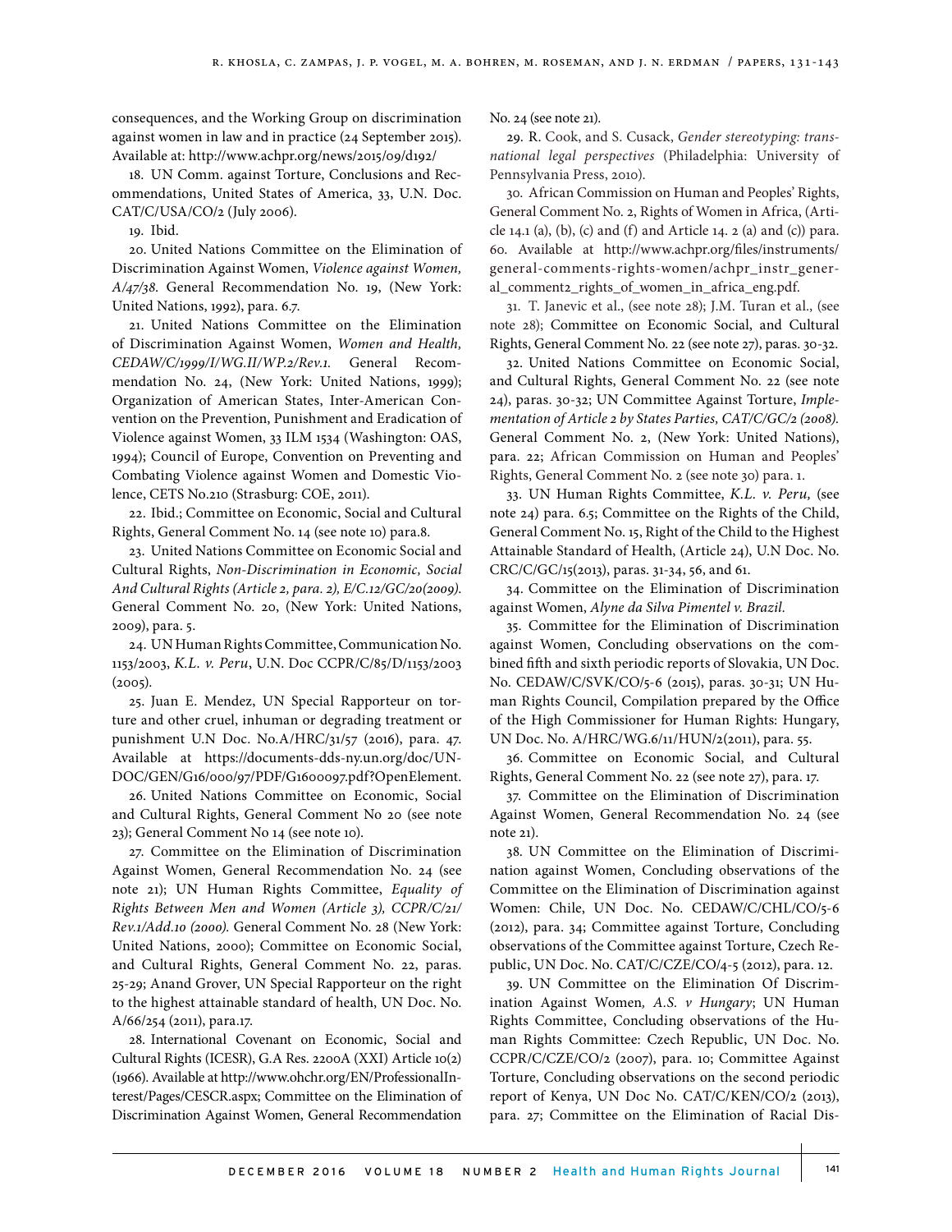consequences, and the Working Group on discrimination against women in law and in practice (24 September 2015). Available at: http://www.achpr.org/news/2015/09/d192/

18. UN Comm. against Torture, Conclusions and Recommendations, United States of America, 33, U.N. Doc. CAT/C/USA/CO/2 (July 2006).

19. Ibid.

20. United Nations Committee on the Elimination of Discrimination Against Women, *Violence against Women, A/47/38*. General Recommendation No. 19, (New York: United Nations, 1992), para. 6.7.

21. United Nations Committee on the Elimination of Discrimination Against Women, *Women and Health, CEDAW/C/1999/I/WG.II/WP.2/Rev.1*. General Recommendation No. 24, (New York: United Nations, 1999); Organization of American States, Inter-American Convention on the Prevention, Punishment and Eradication of Violence against Women, 33 ILM 1534 (Washington: OAS, 1994); Council of Europe, Convention on Preventing and Combating Violence against Women and Domestic Violence, CETS No.210 (Strasburg: COE, 2011).

22. Ibid.; Committee on Economic, Social and Cultural Rights, General Comment No. 14 (see note 10) para.8.

23. United Nations Committee on Economic Social and Cultural Rights, *Non-Discrimination in Economic, Social And Cultural Rights (Article 2, para. 2), E/C.12/GC/20(2009)*. General Comment No. 20, (New York: United Nations, 2009), para. 5.

24. UN Human Rights Committee, Communication No. 1153/2003, *K.L. v. Peru*, U.N. Doc CCPR/C/85/D/1153/2003 (2005).

25. Juan E. Mendez, UN Special Rapporteur on torture and other cruel, inhuman or degrading treatment or punishment U.N Doc. No.A/HRC/31/57 (2016), para. 47. Available at https://documents-dds-ny.un.org/doc/UNDOC/GEN/G16/000/97/PDF/G1600097.pdf?OpenElement.

26. United Nations Committee on Economic, Social and Cultural Rights, General Comment No 20 (see note 23); General Comment No 14 (see note 10).

27. Committee on the Elimination of Discrimination Against Women, General Recommendation No. 24 (see note 21); UN Human Rights Committee, *Equality of Rights Between Men and Women (Article 3), CCPR/C/21/Rev.1/Add.10 (2000)*. General Comment No. 28 (New York: United Nations, 2000); Committee on Economic Social, and Cultural Rights, General Comment No. 22, paras. 25-29; Anand Grover, UN Special Rapporteur on the right to the highest attainable standard of health, UN Doc. No. A/66/254 (2011), para.17.

28. International Covenant on Economic, Social and Cultural Rights (ICESR), G.A Res. 2200A (XXI) Article 10(2) (1966). Available at http://www.ohchr.org/EN/ProfessionalInterest/Pages/CESCR.aspx; Committee on the Elimination of Discrimination Against Women, General Recommendation No. 24 (see note 21).

29. R. Cook, and S. Cusack, *Gender stereotyping: transnational legal perspectives* (Philadelphia: University of Pennsylvania Press, 2010).

30. African Commission on Human and Peoples' Rights, General Comment No. 2, Rights of Women in Africa, (Article 14.1 (a), (b), (c) and (f) and Article 14. 2 (a) and (c)) para. 60. Available at http://www.achpr.org/files/instruments/general-comments-rights-women/achpr_instr_general_comment2_rights_of_women_in_africa_eng.pdf.

31. T. Janevic et al., (see note 28); J.M. Turan et al., (see note 28); Committee on Economic Social, and Cultural Rights, General Comment No. 22 (see note 27), paras. 30-32.

32. United Nations Committee on Economic Social, and Cultural Rights, General Comment No. 22 (see note 24), paras. 30-32; UN Committee Against Torture, *Implementation of Article 2 by States Parties, CAT/C/GC/2 (2008)*. General Comment No. 2, (New York: United Nations), para. 22; African Commission on Human and Peoples' Rights, General Comment No. 2 (see note 30) para. 1.

33. UN Human Rights Committee, *K.L. v. Peru,* (see note 24) para. 6.5; Committee on the Rights of the Child, General Comment No. 15, Right of the Child to the Highest Attainable Standard of Health, (Article 24), U.N Doc. No. CRC/C/GC/15(2013), paras. 31-34, 56, and 61.

34. Committee on the Elimination of Discrimination against Women, *Alyne da Silva Pimentel v. Brazil.*

35. Committee for the Elimination of Discrimination against Women, Concluding observations on the combined fifth and sixth periodic reports of Slovakia, UN Doc. No. CEDAW/C/SVK/CO/5-6 (2015), paras. 30-31; UN Human Rights Council, Compilation prepared by the Office of the High Commissioner for Human Rights: Hungary, UN Doc. No. A/HRC/WG.6/11/HUN/2(2011), para. 55.

36. Committee on Economic Social, and Cultural Rights, General Comment No. 22 (see note 27), para. 17.

37. Committee on the Elimination of Discrimination Against Women, General Recommendation No. 24 (see note 21).

38. UN Committee on the Elimination of Discrimination against Women, Concluding observations of the Committee on the Elimination of Discrimination against Women: Chile, UN Doc. No. CEDAW/C/CHL/CO/5-6 (2012), para. 34; Committee against Torture, Concluding observations of the Committee against Torture, Czech Republic, UN Doc. No. CAT/C/CZE/CO/4-5 (2012), para. 12.

39. UN Committee on the Elimination Of Discrimination Against Women, *A.S. v Hungary*; UN Human Rights Committee, Concluding observations of the Human Rights Committee: Czech Republic, UN Doc. No. CCPR/C/CZE/CO/2 (2007), para. 10; Committee Against Torture, Concluding observations on the second periodic report of Kenya, UN Doc No. CAT/C/KEN/CO/2 (2013), para. 27; Committee on the Elimination of Racial Dis-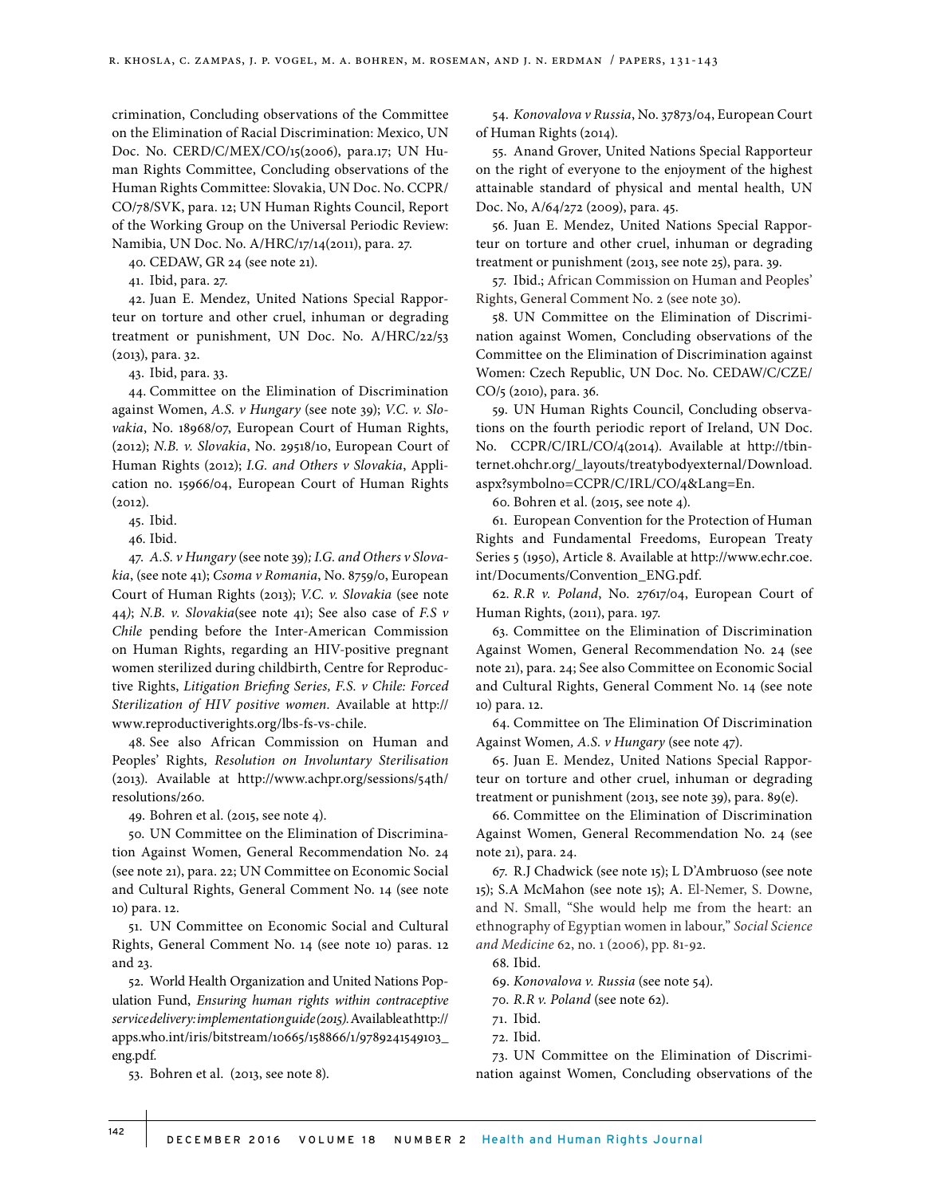crimination, Concluding observations of the Committee on the Elimination of Racial Discrimination: Mexico, UN Doc. No. CERD/C/MEX/CO/15(2006), para.17; UN Human Rights Committee, Concluding observations of the Human Rights Committee: Slovakia, UN Doc. No. CCPR/CO/78/SVK, para. 12; UN Human Rights Council, Report of the Working Group on the Universal Periodic Review: Namibia, UN Doc. No. A/HRC/17/14(2011), para. 27.

40. CEDAW, GR 24 (see note 21).

41. Ibid, para. 27.

42. Juan E. Mendez, United Nations Special Rapporteur on torture and other cruel, inhuman or degrading treatment or punishment, UN Doc. No. A/HRC/22/53 (2013), para. 32.

43. Ibid, para. 33.

44. Committee on the Elimination of Discrimination against Women, *A.S. v Hungary* (see note 39); *V.C. v. Slovakia*, No. 18968/07, European Court of Human Rights, (2012); *N.B. v. Slovakia*, No. 29518/10, European Court of Human Rights (2012); *I.G. and Others v Slovakia*, Application no. 15966/04, European Court of Human Rights (2012).

45. Ibid.

46. Ibid.

47. *A.S. v Hungary* (see note 39)*; I.G. and Others v Slovakia*, (see note 41); *Csoma v Romania*, No. 8759/0, European Court of Human Rights (2013); *V.C. v. Slovakia* (see note 44); *N.B. v. Slovakia*(see note 41); See also case of *F.S v Chile* pending before the Inter-American Commission on Human Rights, regarding an HIV-positive pregnant women sterilized during childbirth, Centre for Reproductive Rights, *Litigation Briefing Series, F.S. v Chile: Forced Sterilization of HIV positive women.* Available at http://www.reproductiverights.org/lbs-fs-vs-chile.

48. See also African Commission on Human and Peoples' Rights*, Resolution on Involuntary Sterilisation* (2013). Available at http://www.achpr.org/sessions/54th/resolutions/260.

49. Bohren et al. (2015, see note 4).

50. UN Committee on the Elimination of Discrimination Against Women, General Recommendation No. 24 (see note 21), para. 22; UN Committee on Economic Social and Cultural Rights, General Comment No. 14 (see note 10) para. 12.

51. UN Committee on Economic Social and Cultural Rights, General Comment No. 14 (see note 10) paras. 12 and 23.

52. World Health Organization and United Nations Population Fund, *Ensuring human rights within contraceptive service delivery: implementation guide (2015).* Available at http://apps.who.int/iris/bitstream/10665/158866/1/9789241549103_eng.pdf.

53. Bohren et al. (2013, see note 8).

54. *Konovalova v Russia*, No. 37873/04, European Court of Human Rights (2014).

55. Anand Grover, United Nations Special Rapporteur on the right of everyone to the enjoyment of the highest attainable standard of physical and mental health, UN Doc. No, A/64/272 (2009), para. 45.

56. Juan E. Mendez, United Nations Special Rapporteur on torture and other cruel, inhuman or degrading treatment or punishment (2013, see note 25), para. 39.

57. Ibid.; African Commission on Human and Peoples' Rights, General Comment No. 2 (see note 30).

58. UN Committee on the Elimination of Discrimination against Women, Concluding observations of the Committee on the Elimination of Discrimination against Women: Czech Republic, UN Doc. No. CEDAW/C/CZE/CO/5 (2010), para. 36.

59. UN Human Rights Council, Concluding observations on the fourth periodic report of Ireland, UN Doc. No. CCPR/C/IRL/CO/4(2014). Available at http://tbinternet.ohchr.org/_layouts/treatybodyexternal/Download.aspx?symbolno=CCPR/C/IRL/CO/4&Lang=En.

60. Bohren et al. (2015, see note 4).

61. European Convention for the Protection of Human Rights and Fundamental Freedoms, European Treaty Series 5 (1950), Article 8. Available at http://www.echr.coe.int/Documents/Convention_ENG.pdf.

62. *R.R v. Poland*, No. 27617/04, European Court of Human Rights, (2011), para. 197.

63. Committee on the Elimination of Discrimination Against Women, General Recommendation No. 24 (see note 21), para. 24; See also Committee on Economic Social and Cultural Rights, General Comment No. 14 (see note 10) para. 12.

64. Committee on The Elimination Of Discrimination Against Women*, A.S. v Hungary* (see note 47).

65. Juan E. Mendez, United Nations Special Rapporteur on torture and other cruel, inhuman or degrading treatment or punishment (2013, see note 39), para. 89(e).

66. Committee on the Elimination of Discrimination Against Women, General Recommendation No. 24 (see note 21), para. 24.

67. R.J Chadwick (see note 15); L D'Ambruoso (see note 15); S.A McMahon (see note 15); A. El-Nemer, S. Downe, and N. Small, "She would help me from the heart: an ethnography of Egyptian women in labour," *Social Science and Medicine* 62, no. 1 (2006), pp. 81-92.

68. Ibid.

69. *Konovalova v. Russia* (see note 54).

70. *R.R v. Poland* (see note 62).

71. Ibid.

72. Ibid.

73. UN Committee on the Elimination of Discrimination against Women, Concluding observations of the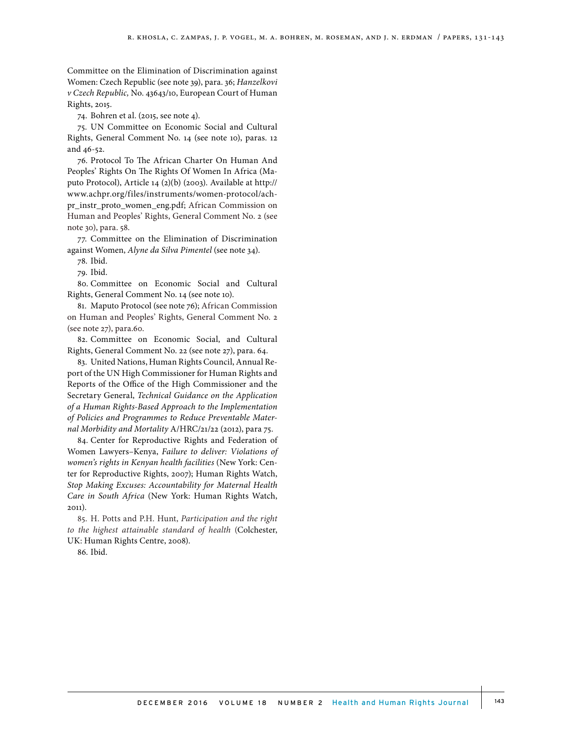Committee on the Elimination of Discrimination against Women: Czech Republic (see note 39), para. 36; *Hanzelkovi v Czech Republic,* No. 43643/10, European Court of Human Rights, 2015.

74. Bohren et al. (2015, see note 4).

75. UN Committee on Economic Social and Cultural Rights, General Comment No. 14 (see note 10), paras. 12 and 46-52.

76. Protocol To The African Charter On Human And Peoples' Rights On The Rights Of Women In Africa (Maputo Protocol), Article 14 (2)(b) (2003). Available at http://www.achpr.org/files/instruments/women-protocol/achpr_instr_proto_women_eng.pdf; African Commission on Human and Peoples' Rights, General Comment No. 2 (see note 30), para. 58.

77. Committee on the Elimination of Discrimination against Women, *Alyne da Silva Pimentel* (see note 34).

78. Ibid.

79. Ibid.

80. Committee on Economic Social and Cultural Rights, General Comment No. 14 (see note 10).

81. Maputo Protocol (see note 76); African Commission on Human and Peoples' Rights, General Comment No. 2 (see note 27), para.60.

82. Committee on Economic Social, and Cultural Rights, General Comment No. 22 (see note 27), para. 64.

83. United Nations, Human Rights Council, Annual Report of the UN High Commissioner for Human Rights and Reports of the Office of the High Commissioner and the Secretary General, *Technical Guidance on the Application of a Human Rights-Based Approach to the Implementation of Policies and Programmes to Reduce Preventable Maternal Morbidity and Mortality* A/HRC/21/22 (2012), para 75.

84. Center for Reproductive Rights and Federation of Women Lawyers–Kenya, *Failure to deliver: Violations of women's rights in Kenyan health facilities* (New York: Center for Reproductive Rights, 2007); Human Rights Watch, *Stop Making Excuses: Accountability for Maternal Health Care in South Africa* (New York: Human Rights Watch, 2011).

85. H. Potts and P.H. Hunt, *Participation and the right to the highest attainable standard of health* (Colchester, UK: Human Rights Centre, 2008).

86. Ibid.